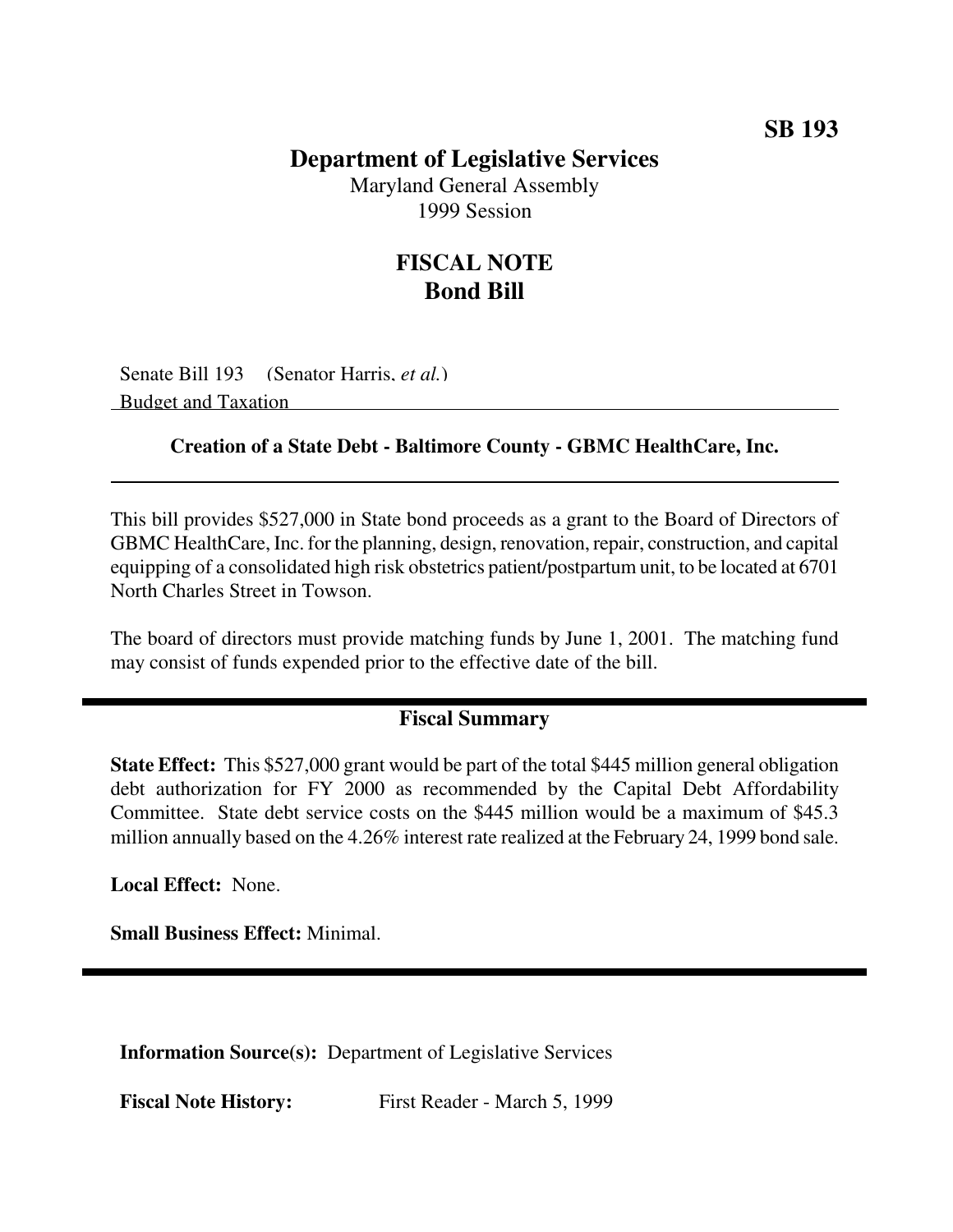**SB 193**

# Department of Legislative Services

Maryland General Assembly
1999 Session

## FISCAL NOTE
## Bond Bill

Senate Bill 193 (Senator Harris, *et al.*)
Budget and Taxation

### Creation of a State Debt - Baltimore County - GBMC HealthCare, Inc.

This bill provides $527,000 in State bond proceeds as a grant to the Board of Directors of GBMC HealthCare, Inc. for the planning, design, renovation, repair, construction, and capital equipping of a consolidated high risk obstetrics patient/postpartum unit, to be located at 6701 North Charles Street in Towson.

The board of directors must provide matching funds by June 1, 2001. The matching fund may consist of funds expended prior to the effective date of the bill.

### Fiscal Summary

**State Effect:** This $527,000 grant would be part of the total $445 million general obligation debt authorization for FY 2000 as recommended by the Capital Debt Affordability Committee. State debt service costs on the $445 million would be a maximum of $45.3 million annually based on the 4.26% interest rate realized at the February 24, 1999 bond sale.

**Local Effect:** None.

**Small Business Effect:** Minimal.

**Information Source(s):** Department of Legislative Services

**Fiscal Note History:** First Reader - March 5, 1999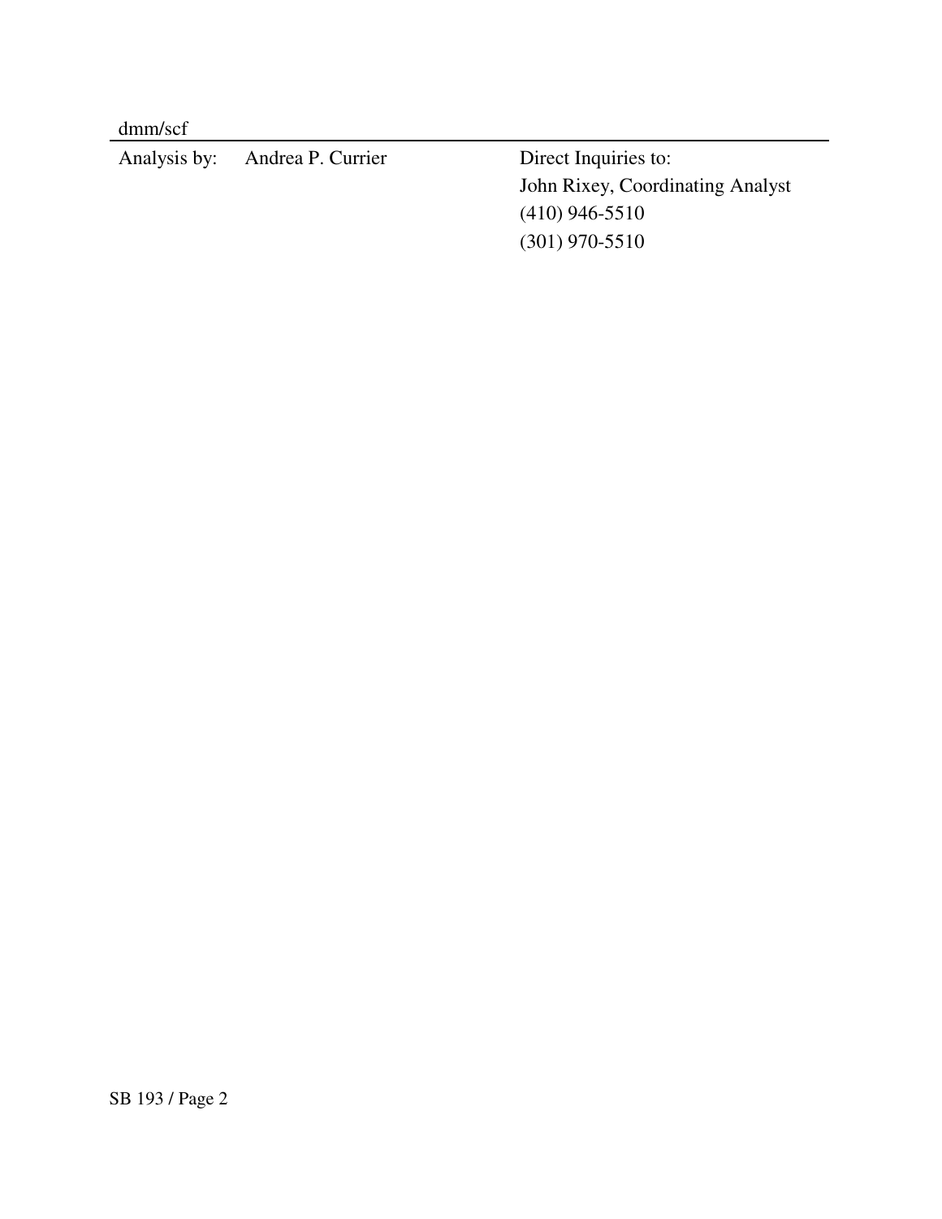dmm/scf

---

Analysis by: Andrea P. Currier

Direct Inquiries to:
John Rixey, Coordinating Analyst
(410) 946-5510
(301) 970-5510